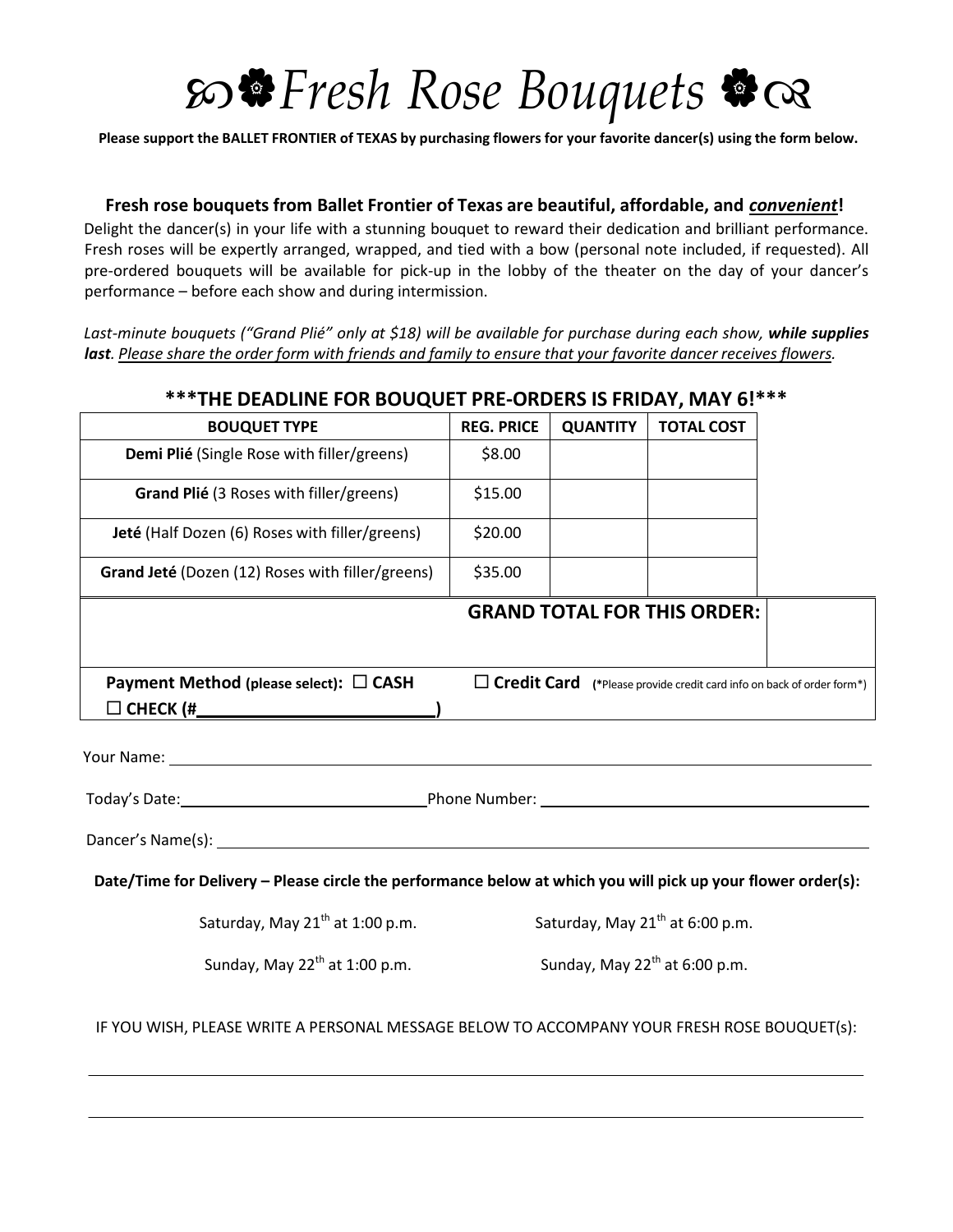# ꕤ❀ *Fresh Rose Bouquets* ❀ꕤ

**Please support the BALLET FRONTIER of TEXAS by purchasing flowers for your favorite dancer(s) using the form below.**

**Fresh rose bouquets from Ballet Frontier of Texas are beautiful, affordable, and *<u>convenient</u>*!**

Delight the dancer(s) in your life with a stunning bouquet to reward their dedication and brilliant performance. Fresh roses will be expertly arranged, wrapped, and tied with a bow (personal note included, if requested). All pre-ordered bouquets will be available for pick-up in the lobby of the theater on the day of your dancer's performance – before each show and during intermission.

*Last-minute bouquets ("Grand Plié" only at $18) will be available for purchase during each show, **while supplies last**. <u>Please share the order form with friends and family to ensure that your favorite dancer receives flowers.</u>*

**\*\*\*THE DEADLINE FOR BOUQUET PRE-ORDERS IS FRIDAY, MAY 6!\*\*\***

| BOUQUET TYPE | REG. PRICE | QUANTITY | TOTAL COST |
|---|---|---|---|
| **Demi Plié** (Single Rose with filler/greens) | $8.00 | | |
| **Grand Plié** (3 Roses with filler/greens) | $15.00 | | |
| **Jeté** (Half Dozen (6) Roses with filler/greens) | $20.00 | | |
| **Grand Jeté** (Dozen (12) Roses with filler/greens) | $35.00 | | |
| | | **GRAND TOTAL FOR THIS ORDER:** | |

**Payment Method (please select):** ☐ **CASH** ☐ **Credit Card** (\*Please provide credit card info on back of order form\*) ☐ **CHECK (#\_\_\_\_\_\_\_\_\_\_\_\_\_\_\_\_\_\_\_\_)**

Your Name: \_\_\_\_\_\_\_\_\_\_\_\_\_\_\_\_\_\_\_\_\_\_\_\_\_\_\_\_\_\_\_\_\_\_\_\_\_\_\_\_

Today's Date: \_\_\_\_\_\_\_\_\_\_\_\_\_\_\_\_\_\_\_\_ Phone Number: \_\_\_\_\_\_\_\_\_\_\_\_\_\_\_\_\_\_\_\_

Dancer's Name(s): \_\_\_\_\_\_\_\_\_\_\_\_\_\_\_\_\_\_\_\_\_\_\_\_\_\_\_\_\_\_\_\_\_\_\_\_\_\_\_\_

**Date/Time for Delivery – Please circle the performance below at which you will pick up your flower order(s):**

Saturday, May 21st at 1:00 p.m. Saturday, May 21st at 6:00 p.m.

Sunday, May 22nd at 1:00 p.m. Sunday, May 22nd at 6:00 p.m.

IF YOU WISH, PLEASE WRITE A PERSONAL MESSAGE BELOW TO ACCOMPANY YOUR FRESH ROSE BOUQUET(s):

\_\_\_\_\_\_\_\_\_\_\_\_\_\_\_\_\_\_\_\_\_\_\_\_\_\_\_\_\_\_\_\_\_\_\_\_\_\_\_\_\_\_\_\_\_\_\_\_

\_\_\_\_\_\_\_\_\_\_\_\_\_\_\_\_\_\_\_\_\_\_\_\_\_\_\_\_\_\_\_\_\_\_\_\_\_\_\_\_\_\_\_\_\_\_\_\_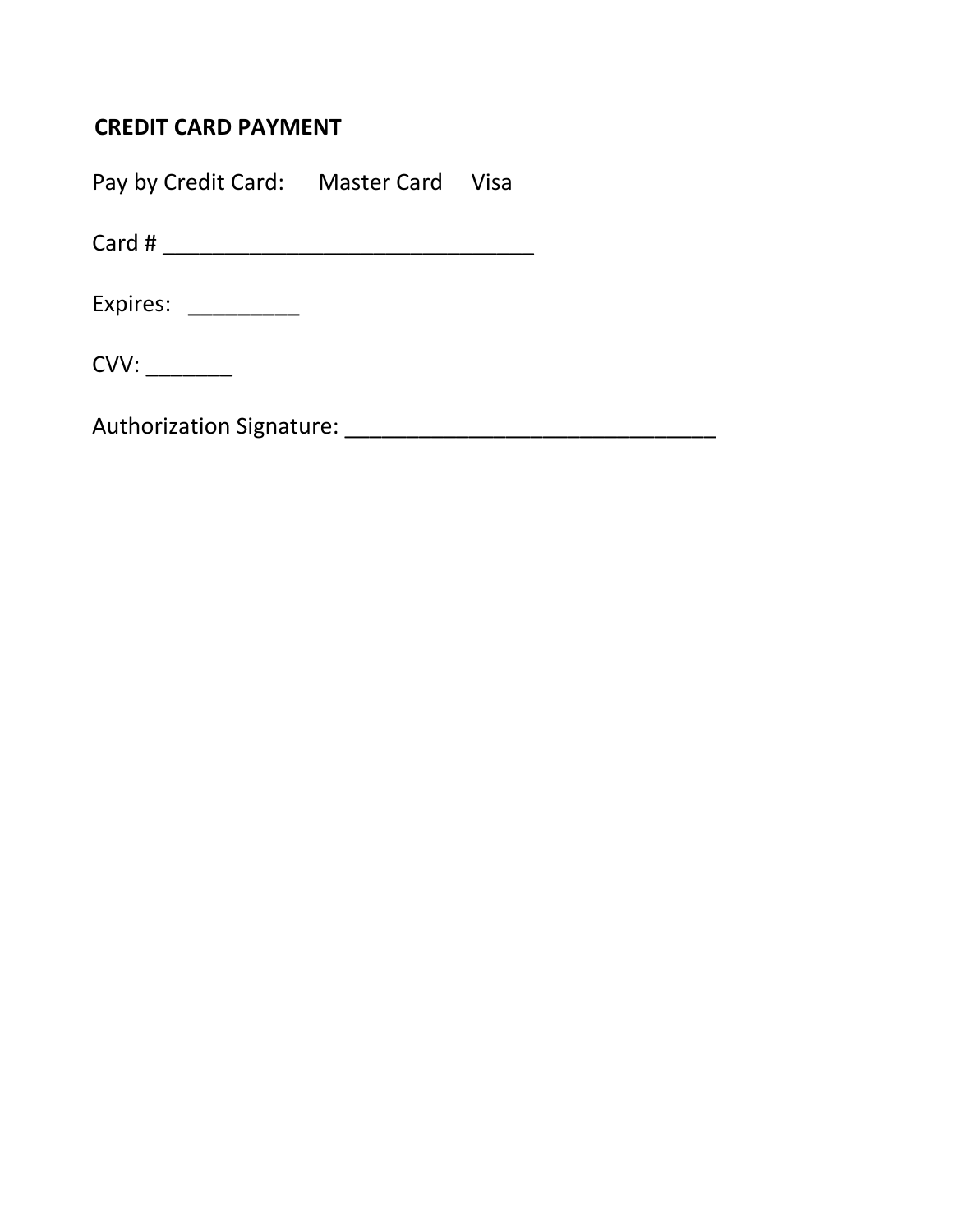**CREDIT CARD PAYMENT**

Pay by Credit Card: Master Card Visa

Card # _______________________________

Expires: _________

CVV: _______

Authorization Signature: _______________________________